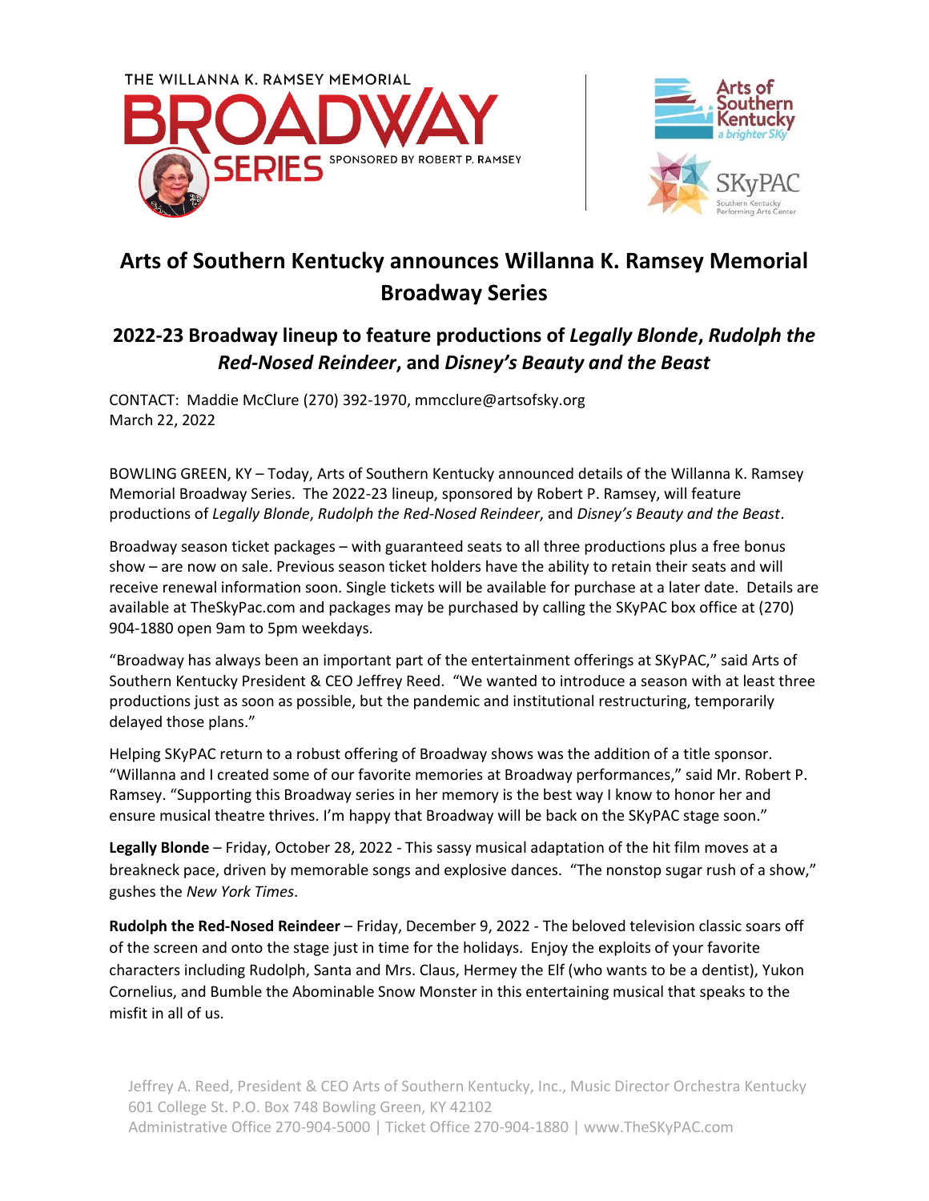THE WILLANNA K. RAMSEY MEMORIAL BROADWAY SERIES SPONSORED BY ROBERT P. RAMSEY

Arts of Southern Kentucky a brighter SKy

SKyPAC Southern Kentucky Performing Arts Center

# Arts of Southern Kentucky announces Willanna K. Ramsey Memorial Broadway Series

## 2022-23 Broadway lineup to feature productions of *Legally Blonde*, *Rudolph the Red-Nosed Reindeer*, and *Disney's Beauty and the Beast*

CONTACT: Maddie McClure (270) 392-1970, mmcclure@artsofsky.org
March 22, 2022

BOWLING GREEN, KY – Today, Arts of Southern Kentucky announced details of the Willanna K. Ramsey Memorial Broadway Series. The 2022-23 lineup, sponsored by Robert P. Ramsey, will feature productions of *Legally Blonde*, *Rudolph the Red-Nosed Reindeer*, and *Disney's Beauty and the Beast*.

Broadway season ticket packages – with guaranteed seats to all three productions plus a free bonus show – are now on sale. Previous season ticket holders have the ability to retain their seats and will receive renewal information soon. Single tickets will be available for purchase at a later date. Details are available at TheSkyPac.com and packages may be purchased by calling the SKyPAC box office at (270) 904-1880 open 9am to 5pm weekdays.

"Broadway has always been an important part of the entertainment offerings at SKyPAC," said Arts of Southern Kentucky President & CEO Jeffrey Reed. "We wanted to introduce a season with at least three productions just as soon as possible, but the pandemic and institutional restructuring, temporarily delayed those plans."

Helping SKyPAC return to a robust offering of Broadway shows was the addition of a title sponsor. "Willanna and I created some of our favorite memories at Broadway performances," said Mr. Robert P. Ramsey. "Supporting this Broadway series in her memory is the best way I know to honor her and ensure musical theatre thrives. I'm happy that Broadway will be back on the SKyPAC stage soon."

**Legally Blonde** – Friday, October 28, 2022 - This sassy musical adaptation of the hit film moves at a breakneck pace, driven by memorable songs and explosive dances. "The nonstop sugar rush of a show," gushes the *New York Times*.

**Rudolph the Red-Nosed Reindeer** – Friday, December 9, 2022 - The beloved television classic soars off of the screen and onto the stage just in time for the holidays. Enjoy the exploits of your favorite characters including Rudolph, Santa and Mrs. Claus, Hermey the Elf (who wants to be a dentist), Yukon Cornelius, and Bumble the Abominable Snow Monster in this entertaining musical that speaks to the misfit in all of us.

Jeffrey A. Reed, President & CEO Arts of Southern Kentucky, Inc., Music Director Orchestra Kentucky
601 College St. P.O. Box 748 Bowling Green, KY 42102
Administrative Office 270-904-5000 | Ticket Office 270-904-1880 | www.TheSKyPAC.com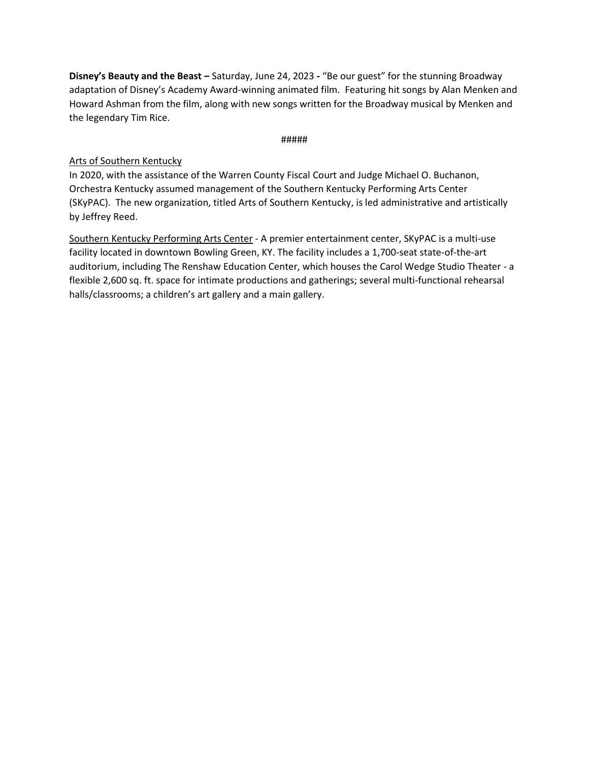**Disney's Beauty and the Beast –** Saturday, June 24, 2023 **-** "Be our guest" for the stunning Broadway adaptation of Disney's Academy Award-winning animated film. Featuring hit songs by Alan Menken and Howard Ashman from the film, along with new songs written for the Broadway musical by Menken and the legendary Tim Rice.

#####

<u>Arts of Southern Kentucky</u>

In 2020, with the assistance of the Warren County Fiscal Court and Judge Michael O. Buchanon, Orchestra Kentucky assumed management of the Southern Kentucky Performing Arts Center (SKyPAC). The new organization, titled Arts of Southern Kentucky, is led administrative and artistically by Jeffrey Reed.

<u>Southern Kentucky Performing Arts Center</u> - A premier entertainment center, SKyPAC is a multi-use facility located in downtown Bowling Green, KY. The facility includes a 1,700-seat state-of-the-art auditorium, including The Renshaw Education Center, which houses the Carol Wedge Studio Theater - a flexible 2,600 sq. ft. space for intimate productions and gatherings; several multi-functional rehearsal halls/classrooms; a children's art gallery and a main gallery.